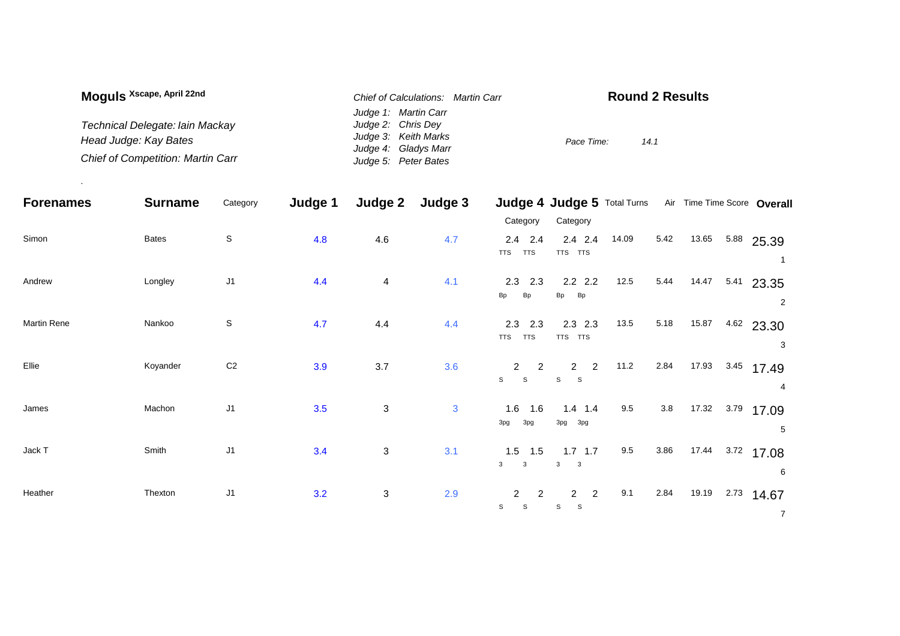**Moguls** Xscape, April 22nd

*Technical Delegate: Iain Mackay*
*Head Judge: Kay Bates*
*Chief of Competition: Martin Carr*

*Chief of Calculations: Martin Carr*
*Judge 1: Martin Carr*
*Judge 2: Chris Dey*
*Judge 3: Keith Marks*
*Judge 4: Gladys Marr*
*Judge 5: Peter Bates*

## Round 2 Results

*Pace Time:* 14.1

| Forenames | Surname | Category | Judge 1 | Judge 2 | Judge 3 | Judge 4 | | Judge 5 | | Total Turns | Air | Time | Time Score | Overall |
|---|---|---|---|---|---|---|---|---|---|---|---|---|---|---|
| | | | | | | Category | | Category | | | | | | |
| Simon | Bates | S | 4.8 | 4.6 | 4.7 | 2.4 TTS | 2.4 TTS | 2.4 TTS | 2.4 TTS | 14.09 | 5.42 | 13.65 | 5.88 | 25.39 (1) |
| Andrew | Longley | J1 | 4.4 | 4 | 4.1 | 2.3 Bp | 2.3 Bp | 2.2 Bp | 2.2 Bp | 12.5 | 5.44 | 14.47 | 5.41 | 23.35 (2) |
| Martin Rene | Nankoo | S | 4.7 | 4.4 | 4.4 | 2.3 TTS | 2.3 TTS | 2.3 TTS | 2.3 TTS | 13.5 | 5.18 | 15.87 | 4.62 | 23.30 (3) |
| Ellie | Koyander | C2 | 3.9 | 3.7 | 3.6 | 2 S | 2 S | 2 S | 2 S | 11.2 | 2.84 | 17.93 | 3.45 | 17.49 (4) |
| James | Machon | J1 | 3.5 | 3 | 3 | 1.6 3pg | 1.6 3pg | 1.4 3pg | 1.4 3pg | 9.5 | 3.8 | 17.32 | 3.79 | 17.09 (5) |
| Jack T | Smith | J1 | 3.4 | 3 | 3.1 | 1.5 3 | 1.5 3 | 1.7 3 | 1.7 3 | 9.5 | 3.86 | 17.44 | 3.72 | 17.08 (6) |
| Heather | Thexton | J1 | 3.2 | 3 | 2.9 | 2 S | 2 S | 2 S | 2 S | 9.1 | 2.84 | 19.19 | 2.73 | 14.67 (7) |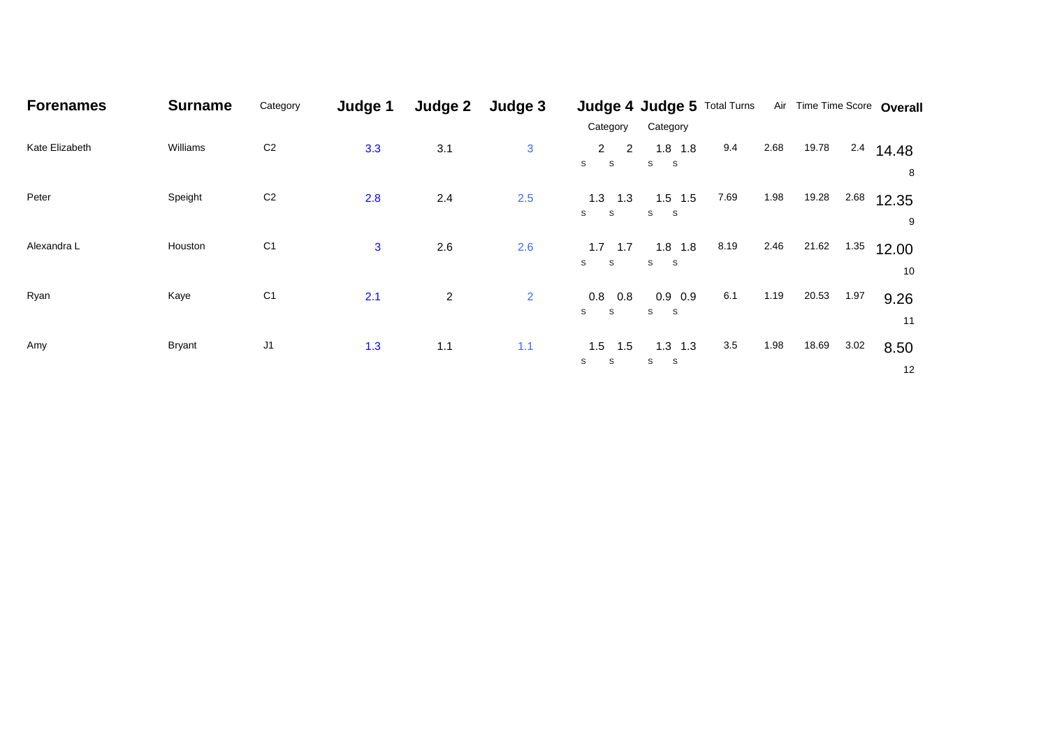| Forenames | Surname | Category | Judge 1 | Judge 2 | Judge 3 | Judge 4 Category | Judge 5 Category | Total Turns | Air | Time | Time Score | Overall |
|---|---|---|---|---|---|---|---|---|---|---|---|---|
| Kate Elizabeth | Williams | C2 | 3.3 | 3.1 | 3 | 2 2 s s | 1.8 1.8 s s | 9.4 | 2.68 | 19.78 | 2.4 | 14.48 8 |
| Peter | Speight | C2 | 2.8 | 2.4 | 2.5 | 1.3 1.3 s s | 1.5 1.5 s s | 7.69 | 1.98 | 19.28 | 2.68 | 12.35 9 |
| Alexandra L | Houston | C1 | 3 | 2.6 | 2.6 | 1.7 1.7 s s | 1.8 1.8 s s | 8.19 | 2.46 | 21.62 | 1.35 | 12.00 10 |
| Ryan | Kaye | C1 | 2.1 | 2 | 2 | 0.8 0.8 s s | 0.9 0.9 s s | 6.1 | 1.19 | 20.53 | 1.97 | 9.26 11 |
| Amy | Bryant | J1 | 1.3 | 1.1 | 1.1 | 1.5 1.5 s s | 1.3 1.3 s s | 3.5 | 1.98 | 18.69 | 3.02 | 8.50 12 |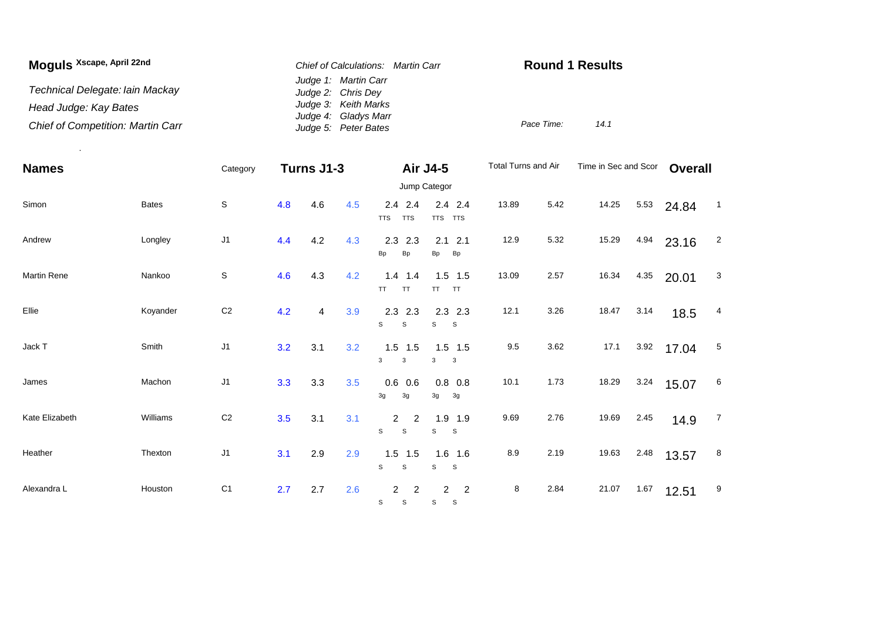**Moguls** Xscape, April 22nd

*Technical Delegate: Iain Mackay*

*Head Judge: Kay Bates*

*Chief of Competition: Martin Carr*

*Chief of Calculations: Martin Carr*

*Judge 1: Martin Carr*
*Judge 2: Chris Dey*
*Judge 3: Keith Marks*
*Judge 4: Gladys Marr*
*Judge 5: Peter Bates*

**Round 1 Results**

*Pace Time:* *14.1*

| **Names** | | Category | **Turns J1-3** | | | **Air J4-5** | | | | Total Turns and Air | | Time in Sec and Scor | | **Overall** | |
|---|---|---|---|---|---|---|---|---|---|---|---|---|---|---|---|
| | | | | | | Jump Categor | | | | | | | | | |
| Simon | Bates | S | 4.8 | 4.6 | 4.5 | 2.4 TTS | 2.4 TTS | 2.4 TTS | 2.4 TTS | 13.89 | 5.42 | 14.25 | 5.53 | 24.84 | 1 |
| Andrew | Longley | J1 | 4.4 | 4.2 | 4.3 | 2.3 Bp | 2.3 Bp | 2.1 Bp | 2.1 Bp | 12.9 | 5.32 | 15.29 | 4.94 | 23.16 | 2 |
| Martin Rene | Nankoo | S | 4.6 | 4.3 | 4.2 | 1.4 TT | 1.4 TT | 1.5 TT | 1.5 TT | 13.09 | 2.57 | 16.34 | 4.35 | 20.01 | 3 |
| Ellie | Koyander | C2 | 4.2 | 4 | 3.9 | 2.3 S | 2.3 S | 2.3 S | 2.3 S | 12.1 | 3.26 | 18.47 | 3.14 | 18.5 | 4 |
| Jack T | Smith | J1 | 3.2 | 3.1 | 3.2 | 1.5 3 | 1.5 3 | 1.5 3 | 1.5 3 | 9.5 | 3.62 | 17.1 | 3.92 | 17.04 | 5 |
| James | Machon | J1 | 3.3 | 3.3 | 3.5 | 0.6 3g | 0.6 3g | 0.8 3g | 0.8 3g | 10.1 | 1.73 | 18.29 | 3.24 | 15.07 | 6 |
| Kate Elizabeth | Williams | C2 | 3.5 | 3.1 | 3.1 | 2 S | 2 S | 1.9 S | 1.9 S | 9.69 | 2.76 | 19.69 | 2.45 | 14.9 | 7 |
| Heather | Thexton | J1 | 3.1 | 2.9 | 2.9 | 1.5 S | 1.5 S | 1.6 S | 1.6 S | 8.9 | 2.19 | 19.63 | 2.48 | 13.57 | 8 |
| Alexandra L | Houston | C1 | 2.7 | 2.7 | 2.6 | 2 S | 2 S | 2 S | 2 S | 8 | 2.84 | 21.07 | 1.67 | 12.51 | 9 |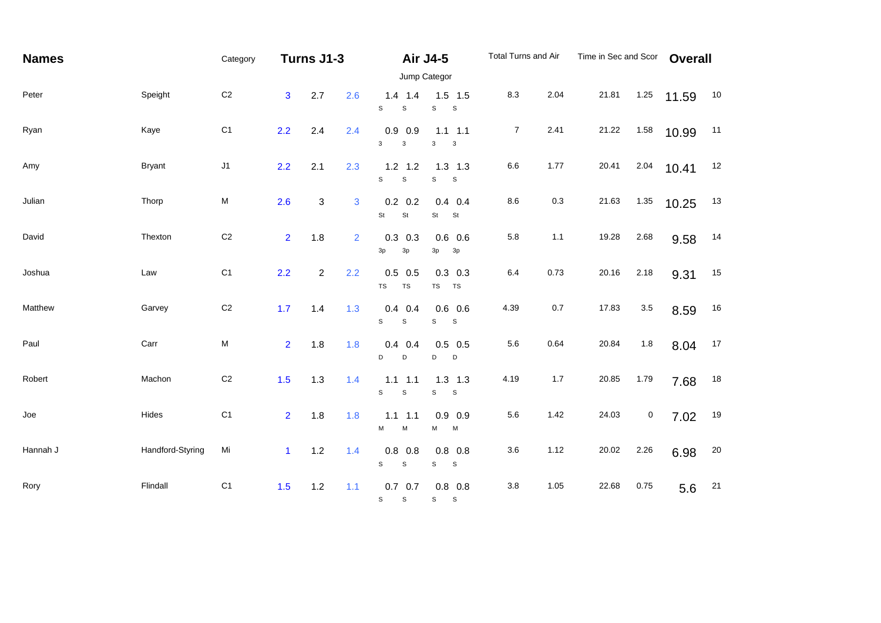| Names | | Category | Turns J1-3 | | | Air J4-5 | | | | Total Turns and Air | | Time in Sec and Scor | | Overall | |
|---|---|---|---|---|---|---|---|---|---|---|---|---|---|---|---|
| | | | | | | Jump Categor | | | | | | | | | |
| Peter | Speight | C2 | 3 | 2.7 | 2.6 | 1.4<br>S | 1.4<br>S | 1.5<br>S | 1.5<br>S | 8.3 | 2.04 | 21.81 | 1.25 | 11.59 | 10 |
| Ryan | Kaye | C1 | 2.2 | 2.4 | 2.4 | 0.9<br>3 | 0.9<br>3 | 1.1<br>3 | 1.1<br>3 | 7 | 2.41 | 21.22 | 1.58 | 10.99 | 11 |
| Amy | Bryant | J1 | 2.2 | 2.1 | 2.3 | 1.2<br>S | 1.2<br>S | 1.3<br>S | 1.3<br>S | 6.6 | 1.77 | 20.41 | 2.04 | 10.41 | 12 |
| Julian | Thorp | M | 2.6 | 3 | 3 | 0.2<br>St | 0.2<br>St | 0.4<br>St | 0.4<br>St | 8.6 | 0.3 | 21.63 | 1.35 | 10.25 | 13 |
| David | Thexton | C2 | 2 | 1.8 | 2 | 0.3<br>3p | 0.3<br>3p | 0.6<br>3p | 0.6<br>3p | 5.8 | 1.1 | 19.28 | 2.68 | 9.58 | 14 |
| Joshua | Law | C1 | 2.2 | 2 | 2.2 | 0.5<br>TS | 0.5<br>TS | 0.3<br>TS | 0.3<br>TS | 6.4 | 0.73 | 20.16 | 2.18 | 9.31 | 15 |
| Matthew | Garvey | C2 | 1.7 | 1.4 | 1.3 | 0.4<br>S | 0.4<br>S | 0.6<br>S | 0.6<br>S | 4.39 | 0.7 | 17.83 | 3.5 | 8.59 | 16 |
| Paul | Carr | M | 2 | 1.8 | 1.8 | 0.4<br>D | 0.4<br>D | 0.5<br>D | 0.5<br>D | 5.6 | 0.64 | 20.84 | 1.8 | 8.04 | 17 |
| Robert | Machon | C2 | 1.5 | 1.3 | 1.4 | 1.1<br>S | 1.1<br>S | 1.3<br>S | 1.3<br>S | 4.19 | 1.7 | 20.85 | 1.79 | 7.68 | 18 |
| Joe | Hides | C1 | 2 | 1.8 | 1.8 | 1.1<br>M | 1.1<br>M | 0.9<br>M | 0.9<br>M | 5.6 | 1.42 | 24.03 | 0 | 7.02 | 19 |
| Hannah J | Handford-Styring | Mi | 1 | 1.2 | 1.4 | 0.8<br>S | 0.8<br>S | 0.8<br>S | 0.8<br>S | 3.6 | 1.12 | 20.02 | 2.26 | 6.98 | 20 |
| Rory | Flindall | C1 | 1.5 | 1.2 | 1.1 | 0.7<br>S | 0.7<br>S | 0.8<br>S | 0.8<br>S | 3.8 | 1.05 | 22.68 | 0.75 | 5.6 | 21 |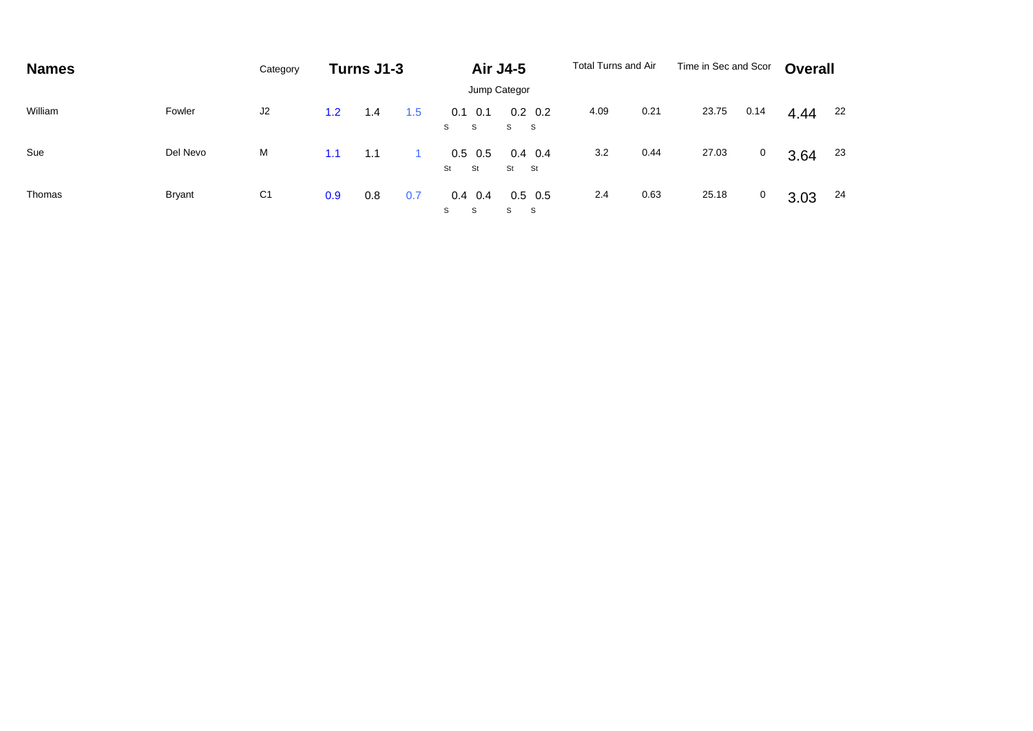| Names | | Category | Turns J1-3 | | | Air J4-5 | | | | Total Turns and Air | | Time in Sec and Scor | | Overall | |
|---|---|---|---|---|---|---|---|---|---|---|---|---|---|---|---|
| | | | | | | Jump Categor | | | | | | | | | |
| William | Fowler | J2 | 1.2 | 1.4 | 1.5 | 0.1 S | 0.1 S | 0.2 S | 0.2 S | 4.09 | 0.21 | 23.75 | 0.14 | 4.44 | 22 |
| Sue | Del Nevo | M | 1.1 | 1.1 | 1 | 0.5 St | 0.5 St | 0.4 St | 0.4 St | 3.2 | 0.44 | 27.03 | 0 | 3.64 | 23 |
| Thomas | Bryant | C1 | 0.9 | 0.8 | 0.7 | 0.4 S | 0.4 S | 0.5 S | 0.5 S | 2.4 | 0.63 | 25.18 | 0 | 3.03 | 24 |